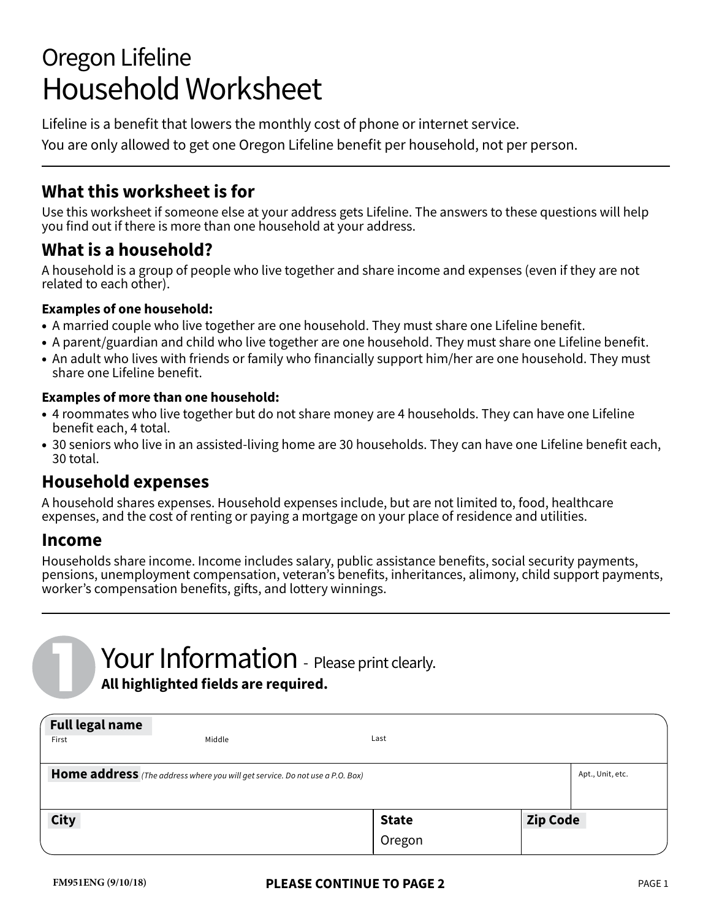# Oregon Lifeline
# Household Worksheet

Lifeline is a benefit that lowers the monthly cost of phone or internet service.

You are only allowed to get one Oregon Lifeline benefit per household, not per person.

---

## What this worksheet is for

Use this worksheet if someone else at your address gets Lifeline. The answers to these questions will help you find out if there is more than one household at your address.

## What is a household?

A household is a group of people who live together and share income and expenses (even if they are not related to each other).

**Examples of one household:**

- A married couple who live together are one household. They must share one Lifeline benefit.
- A parent/guardian and child who live together are one household. They must share one Lifeline benefit.
- An adult who lives with friends or family who financially support him/her are one household. They must share one Lifeline benefit.

**Examples of more than one household:**

- 4 roommates who live together but do not share money are 4 households. They can have one Lifeline benefit each, 4 total.
- 30 seniors who live in an assisted-living home are 30 households. They can have one Lifeline benefit each, 30 total.

## Household expenses

A household shares expenses. Household expenses include, but are not limited to, food, healthcare expenses, and the cost of renting or paying a mortgage on your place of residence and utilities.

## Income

Households share income. Income includes salary, public assistance benefits, social security payments, pensions, unemployment compensation, veteran's benefits, inheritances, alimony, child support payments, worker's compensation benefits, gifts, and lottery winnings.

---

## 1 Your Information - Please print clearly.

**All highlighted fields are required.**

| **Full legal name** First | Middle | Last | |
|---|---|---|---|
| **Home address** *(The address where you will get service. Do not use a P.O. Box)* | | | Apt., Unit, etc. |
| **City** | **State** Oregon | **Zip Code** | |

FM951ENG (9/10/18)

**PLEASE CONTINUE TO PAGE 2**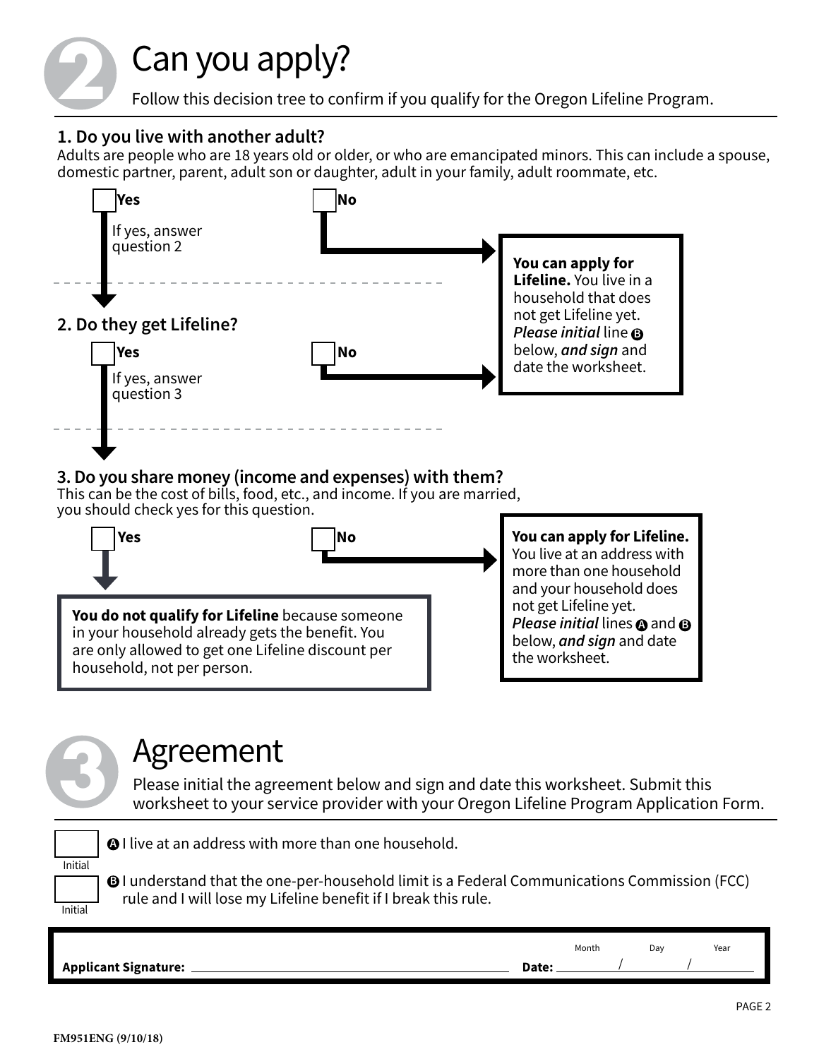# 2 Can you apply?

Follow this decision tree to confirm if you qualify for the Oregon Lifeline Program.

### 1. Do you live with another adult?

Adults are people who are 18 years old or older, or who are emancipated minors. This can include a spouse, domestic partner, parent, adult son or daughter, adult in your family, adult roommate, etc.

☐ **Yes** — If yes, answer question 2

☐ **No** → **You can apply for Lifeline.** You live in a household that does not get Lifeline yet. *Please initial* line **B** below, ***and sign*** and date the worksheet.

### 2. Do they get Lifeline?

☐ **Yes** — If yes, answer question 3

☐ **No** → **You can apply for Lifeline.** You live in a household that does not get Lifeline yet. *Please initial* line **B** below, ***and sign*** and date the worksheet.

### 3. Do you share money (income and expenses) with them?

This can be the cost of bills, food, etc., and income. If you are married, you should check yes for this question.

☐ **Yes** → **You do not qualify for Lifeline** because someone in your household already gets the benefit. You are only allowed to get one Lifeline discount per household, not per person.

☐ **No** → **You can apply for Lifeline.** You live at an address with more than one household and your household does not get Lifeline yet. *Please initial* lines **A** and **B** below, ***and sign*** and date the worksheet.

# 3 Agreement

Please initial the agreement below and sign and date this worksheet. Submit this worksheet to your service provider with your Oregon Lifeline Program Application Form.

☐ Initial — **A** I live at an address with more than one household.

☐ Initial — **B** I understand that the one-per-household limit is a Federal Communications Commission (FCC) rule and I will lose my Lifeline benefit if I break this rule.

**Applicant Signature:** ______________________________ **Date:** ____ / ____ / ____ (Month / Day / Year)

FM951ENG (9/10/18)